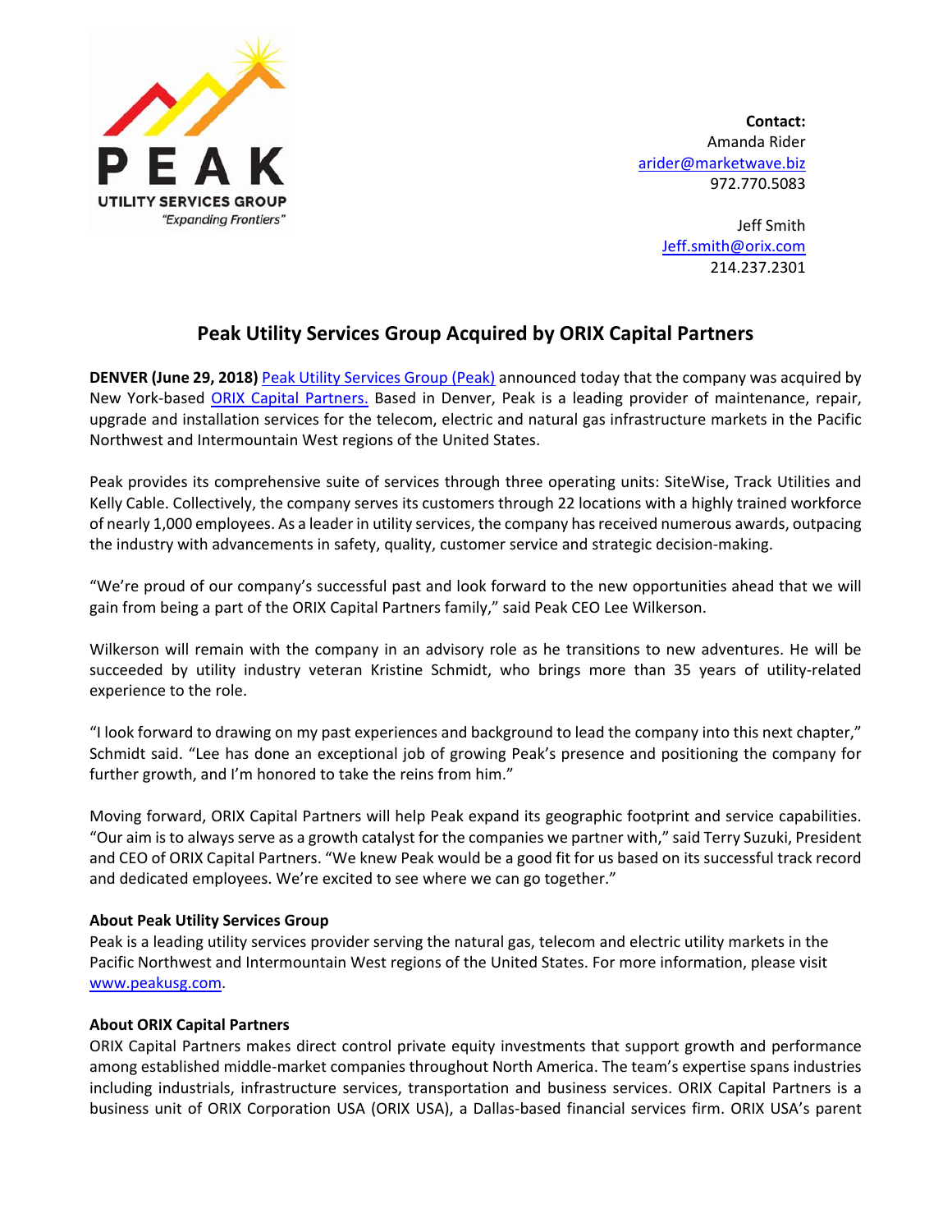PEAK

UTILITY SERVICES GROUP

*"Expanding Frontiers"*

**Contact:**
Amanda Rider
arider@marketwave.biz
972.770.5083

Jeff Smith
Jeff.smith@orix.com
214.237.2301

# Peak Utility Services Group Acquired by ORIX Capital Partners

**DENVER (June 29, 2018)** Peak Utility Services Group (Peak) announced today that the company was acquired by New York-based ORIX Capital Partners. Based in Denver, Peak is a leading provider of maintenance, repair, upgrade and installation services for the telecom, electric and natural gas infrastructure markets in the Pacific Northwest and Intermountain West regions of the United States.

Peak provides its comprehensive suite of services through three operating units: SiteWise, Track Utilities and Kelly Cable. Collectively, the company serves its customers through 22 locations with a highly trained workforce of nearly 1,000 employees. As a leader in utility services, the company has received numerous awards, outpacing the industry with advancements in safety, quality, customer service and strategic decision-making.

"We're proud of our company's successful past and look forward to the new opportunities ahead that we will gain from being a part of the ORIX Capital Partners family," said Peak CEO Lee Wilkerson.

Wilkerson will remain with the company in an advisory role as he transitions to new adventures. He will be succeeded by utility industry veteran Kristine Schmidt, who brings more than 35 years of utility-related experience to the role.

"I look forward to drawing on my past experiences and background to lead the company into this next chapter," Schmidt said. "Lee has done an exceptional job of growing Peak's presence and positioning the company for further growth, and I'm honored to take the reins from him."

Moving forward, ORIX Capital Partners will help Peak expand its geographic footprint and service capabilities. "Our aim is to always serve as a growth catalyst for the companies we partner with," said Terry Suzuki, President and CEO of ORIX Capital Partners. "We knew Peak would be a good fit for us based on its successful track record and dedicated employees. We're excited to see where we can go together."

**About Peak Utility Services Group**
Peak is a leading utility services provider serving the natural gas, telecom and electric utility markets in the Pacific Northwest and Intermountain West regions of the United States. For more information, please visit www.peakusg.com.

**About ORIX Capital Partners**
ORIX Capital Partners makes direct control private equity investments that support growth and performance among established middle-market companies throughout North America. The team's expertise spans industries including industrials, infrastructure services, transportation and business services. ORIX Capital Partners is a business unit of ORIX Corporation USA (ORIX USA), a Dallas-based financial services firm. ORIX USA's parent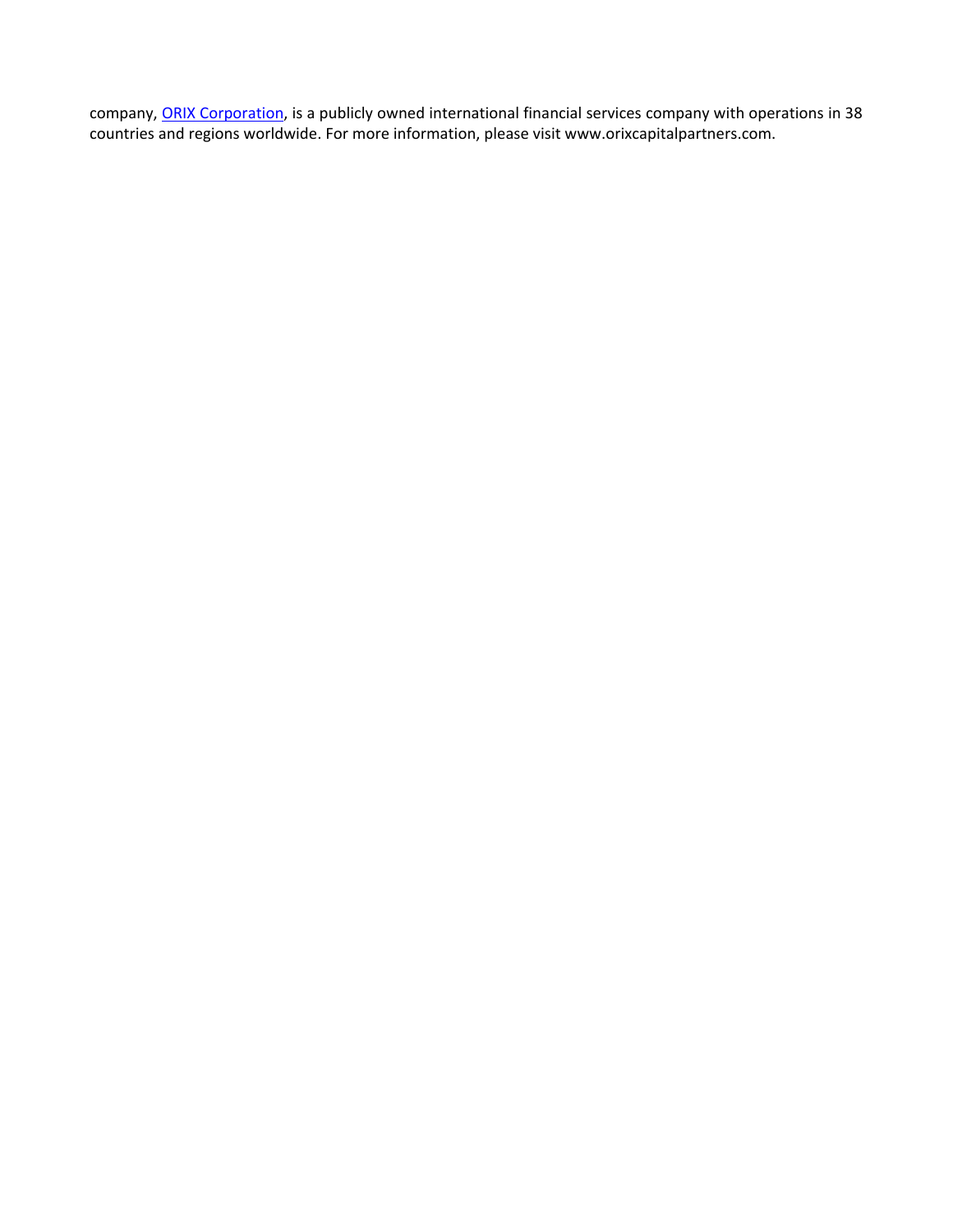company, ORIX Corporation, is a publicly owned international financial services company with operations in 38 countries and regions worldwide. For more information, please visit www.orixcapitalpartners.com.